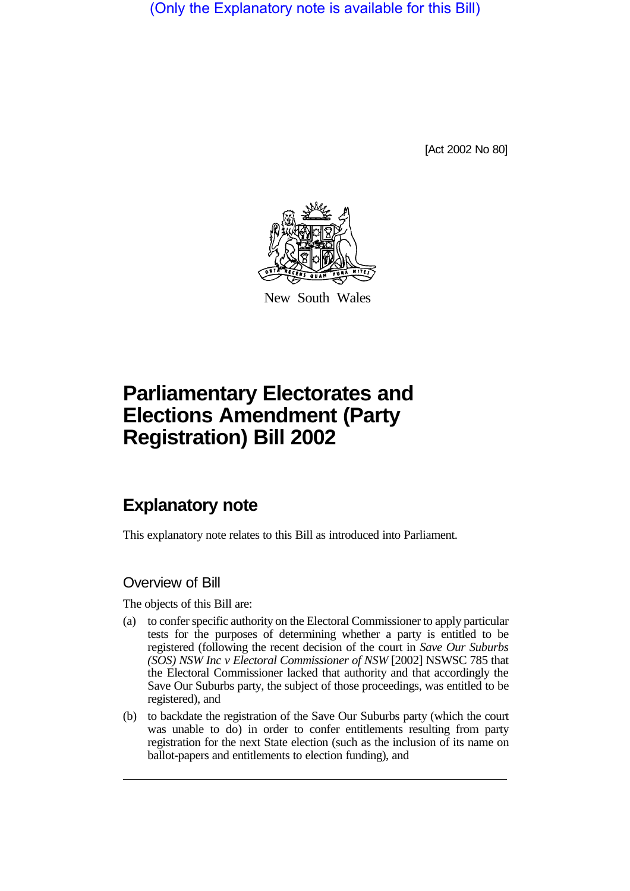(Only the Explanatory note is available for this Bill)

[Act 2002 No 80]

New South Wales

# Parliamentary Electorates and Elections Amendment (Party Registration) Bill 2002

## Explanatory note

This explanatory note relates to this Bill as introduced into Parliament.

### Overview of Bill

The objects of this Bill are:

(a) to confer specific authority on the Electoral Commissioner to apply particular tests for the purposes of determining whether a party is entitled to be registered (following the recent decision of the court in *Save Our Suburbs (SOS) NSW Inc v Electoral Commissioner of NSW* [2002] NSWSC 785 that the Electoral Commissioner lacked that authority and that accordingly the Save Our Suburbs party, the subject of those proceedings, was entitled to be registered), and

(b) to backdate the registration of the Save Our Suburbs party (which the court was unable to do) in order to confer entitlements resulting from party registration for the next State election (such as the inclusion of its name on ballot-papers and entitlements to election funding), and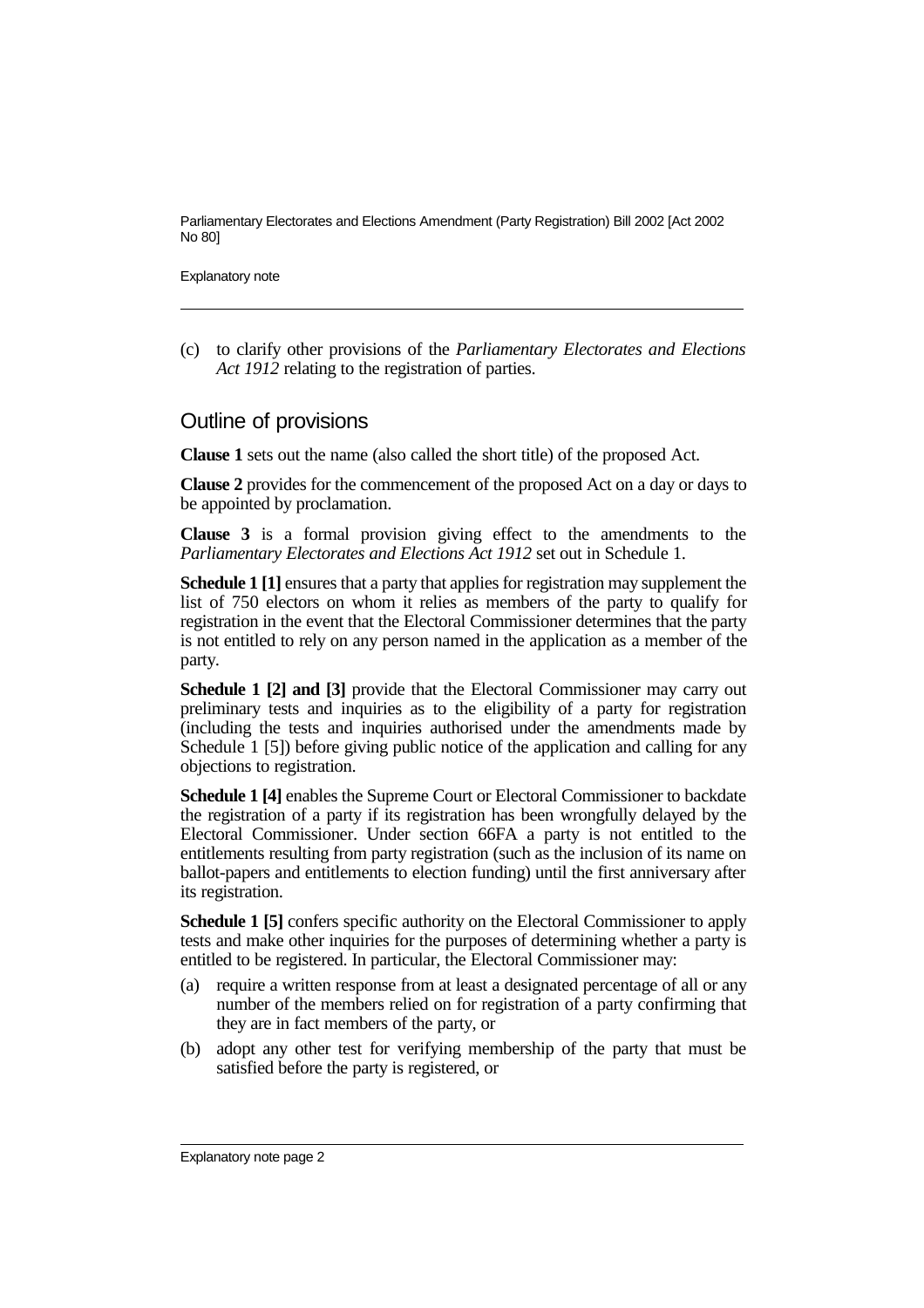(c) to clarify other provisions of the *Parliamentary Electorates and Elections Act 1912* relating to the registration of parties.

## Outline of provisions

**Clause 1** sets out the name (also called the short title) of the proposed Act.

**Clause 2** provides for the commencement of the proposed Act on a day or days to be appointed by proclamation.

**Clause 3** is a formal provision giving effect to the amendments to the *Parliamentary Electorates and Elections Act 1912* set out in Schedule 1.

**Schedule 1 [1]** ensures that a party that applies for registration may supplement the list of 750 electors on whom it relies as members of the party to qualify for registration in the event that the Electoral Commissioner determines that the party is not entitled to rely on any person named in the application as a member of the party.

**Schedule 1 [2] and [3]** provide that the Electoral Commissioner may carry out preliminary tests and inquiries as to the eligibility of a party for registration (including the tests and inquiries authorised under the amendments made by Schedule 1 [5]) before giving public notice of the application and calling for any objections to registration.

**Schedule 1 [4]** enables the Supreme Court or Electoral Commissioner to backdate the registration of a party if its registration has been wrongfully delayed by the Electoral Commissioner. Under section 66FA a party is not entitled to the entitlements resulting from party registration (such as the inclusion of its name on ballot-papers and entitlements to election funding) until the first anniversary after its registration.

**Schedule 1 [5]** confers specific authority on the Electoral Commissioner to apply tests and make other inquiries for the purposes of determining whether a party is entitled to be registered. In particular, the Electoral Commissioner may:

(a) require a written response from at least a designated percentage of all or any number of the members relied on for registration of a party confirming that they are in fact members of the party, or

(b) adopt any other test for verifying membership of the party that must be satisfied before the party is registered, or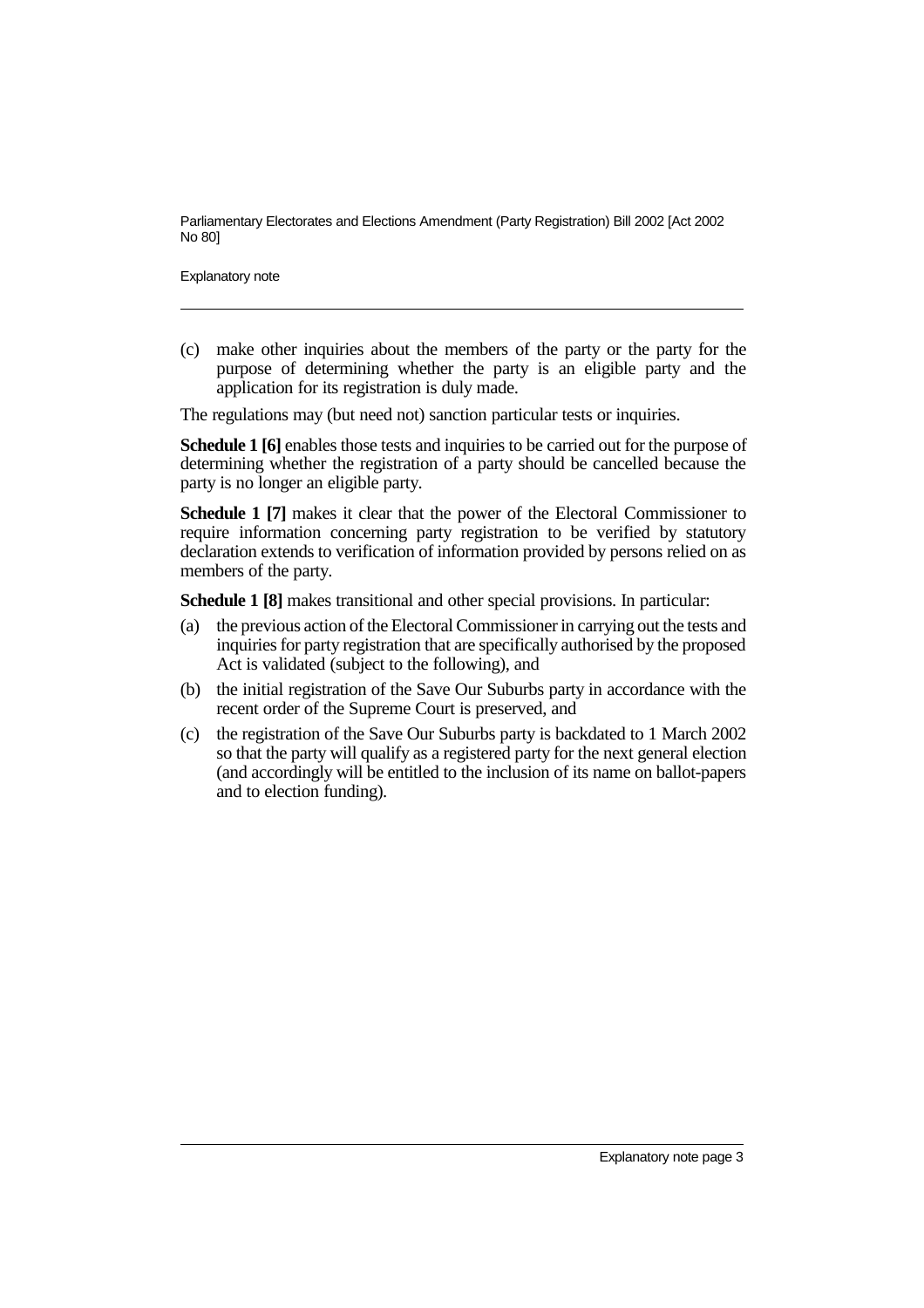(c) make other inquiries about the members of the party or the party for the purpose of determining whether the party is an eligible party and the application for its registration is duly made.

The regulations may (but need not) sanction particular tests or inquiries.

**Schedule 1 [6]** enables those tests and inquiries to be carried out for the purpose of determining whether the registration of a party should be cancelled because the party is no longer an eligible party.

**Schedule 1 [7]** makes it clear that the power of the Electoral Commissioner to require information concerning party registration to be verified by statutory declaration extends to verification of information provided by persons relied on as members of the party.

**Schedule 1 [8]** makes transitional and other special provisions. In particular:

(a) the previous action of the Electoral Commissioner in carrying out the tests and inquiries for party registration that are specifically authorised by the proposed Act is validated (subject to the following), and

(b) the initial registration of the Save Our Suburbs party in accordance with the recent order of the Supreme Court is preserved, and

(c) the registration of the Save Our Suburbs party is backdated to 1 March 2002 so that the party will qualify as a registered party for the next general election (and accordingly will be entitled to the inclusion of its name on ballot-papers and to election funding).